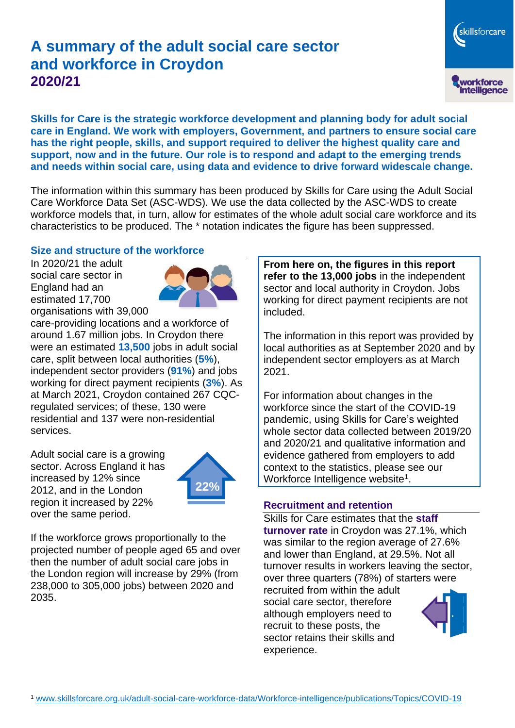# A summary of the adult social care sector and workforce in Croydon
## 2020/21

**Skills for Care is the strategic workforce development and planning body for adult social care in England. We work with employers, Government, and partners to ensure social care has the right people, skills, and support required to deliver the highest quality care and support, now and in the future. Our role is to respond and adapt to the emerging trends and needs within social care, using data and evidence to drive forward widescale change.**

The information within this summary has been produced by Skills for Care using the Adult Social Care Workforce Data Set (ASC-WDS). We use the data collected by the ASC-WDS to create workforce models that, in turn, allow for estimates of the whole adult social care workforce and its characteristics to be produced. The * notation indicates the figure has been suppressed.

### Size and structure of the workforce

In 2020/21 the adult social care sector in England had an estimated 17,700 organisations with 39,000 care-providing locations and a workforce of around 1.67 million jobs. In Croydon there were an estimated **13,500** jobs in adult social care, split between local authorities (**5%**), independent sector providers (**91%**) and jobs working for direct payment recipients (**3%**). As at March 2021, Croydon contained 267 CQC-regulated services; of these, 130 were residential and 137 were non-residential services.

Adult social care is a growing sector. Across England it has increased by 12% since 2012, and in the London region it increased by 22% over the same period.

22%

If the workforce grows proportionally to the projected number of people aged 65 and over then the number of adult social care jobs in the London region will increase by 29% (from 238,000 to 305,000 jobs) between 2020 and 2035.

**From here on, the figures in this report refer to the 13,000 jobs** in the independent sector and local authority in Croydon. Jobs working for direct payment recipients are not included.

The information in this report was provided by local authorities as at September 2020 and by independent sector employers as at March 2021.

For information about changes in the workforce since the start of the COVID-19 pandemic, using Skills for Care's weighted whole sector data collected between 2019/20 and 2020/21 and qualitative information and evidence gathered from employers to add context to the statistics, please see our Workforce Intelligence website[1].

### Recruitment and retention

Skills for Care estimates that the **staff turnover rate** in Croydon was 27.1%, which was similar to the region average of 27.6% and lower than England, at 29.5%. Not all turnover results in workers leaving the sector, over three quarters (78%) of starters were recruited from within the adult social care sector, therefore although employers need to recruit to these posts, the sector retains their skills and experience.

[1] www.skillsforcare.org.uk/adult-social-care-workforce-data/Workforce-intelligence/publications/Topics/COVID-19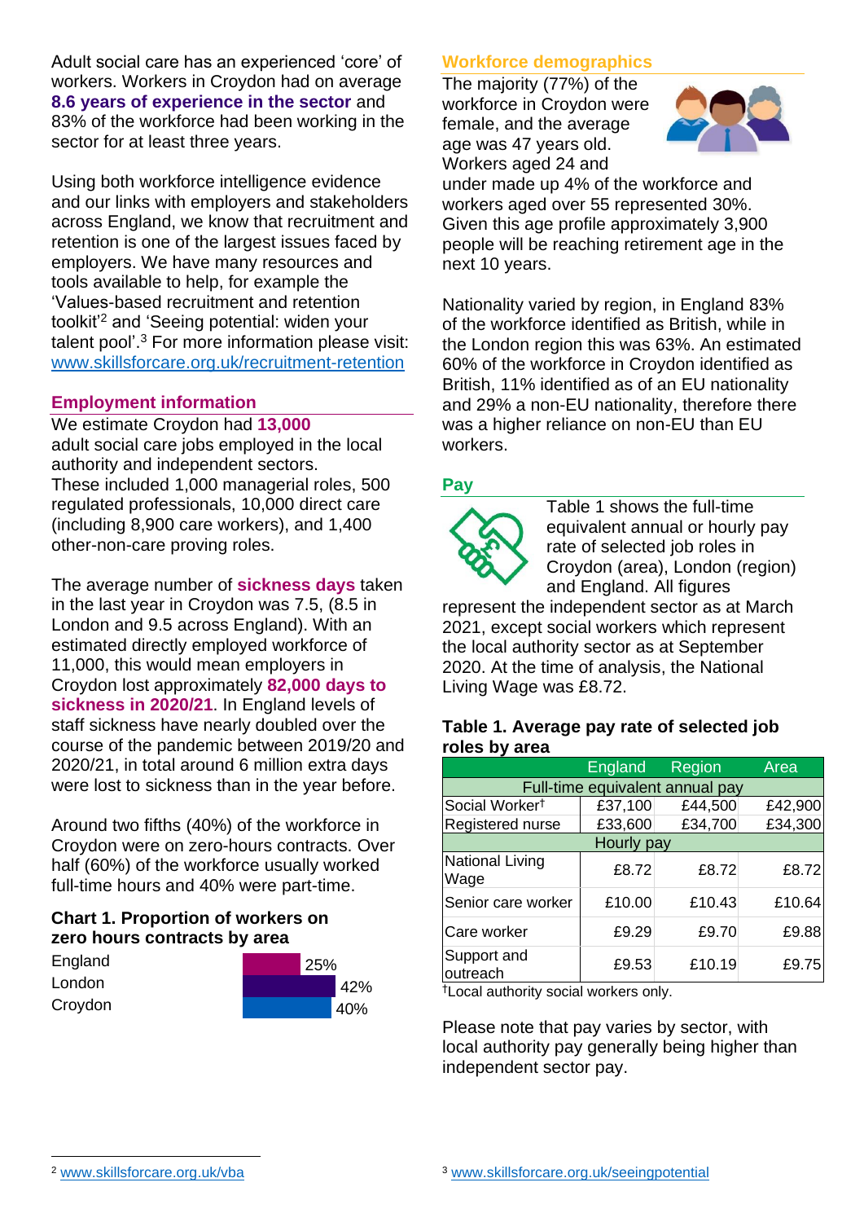Adult social care has an experienced 'core' of workers. Workers in Croydon had on average **8.6 years of experience in the sector** and 83% of the workforce had been working in the sector for at least three years.

Using both workforce intelligence evidence and our links with employers and stakeholders across England, we know that recruitment and retention is one of the largest issues faced by employers. We have many resources and tools available to help, for example the 'Values-based recruitment and retention toolkit'[2] and 'Seeing potential: widen your talent pool'.[3] For more information please visit: www.skillsforcare.org.uk/recruitment-retention

## Employment information

We estimate Croydon had **13,000** adult social care jobs employed in the local authority and independent sectors. These included 1,000 managerial roles, 500 regulated professionals, 10,000 direct care (including 8,900 care workers), and 1,400 other-non-care proving roles.

The average number of **sickness days** taken in the last year in Croydon was 7.5, (8.5 in London and 9.5 across England). With an estimated directly employed workforce of 11,000, this would mean employers in Croydon lost approximately **82,000 days to sickness in 2020/21**. In England levels of staff sickness have nearly doubled over the course of the pandemic between 2019/20 and 2020/21, in total around 6 million extra days were lost to sickness than in the year before.

Around two fifths (40%) of the workforce in Croydon were on zero-hours contracts. Over half (60%) of the workforce usually worked full-time hours and 40% were part-time.

### Chart 1. Proportion of workers on zero hours contracts by area

| Area | Proportion |
|---|---|
| England | 25% |
| London | 42% |
| Croydon | 40% |

## Workforce demographics

The majority (77%) of the workforce in Croydon were female, and the average age was 47 years old. Workers aged 24 and under made up 4% of the workforce and workers aged over 55 represented 30%. Given this age profile approximately 3,900 people will be reaching retirement age in the next 10 years.

Nationality varied by region, in England 83% of the workforce identified as British, while in the London region this was 63%. An estimated 60% of the workforce in Croydon identified as British, 11% identified as of an EU nationality and 29% a non-EU nationality, therefore there was a higher reliance on non-EU than EU workers.

## Pay

Table 1 shows the full-time equivalent annual or hourly pay rate of selected job roles in Croydon (area), London (region) and England. All figures represent the independent sector as at March 2021, except social workers which represent the local authority sector as at September 2020. At the time of analysis, the National Living Wage was £8.72.

### Table 1. Average pay rate of selected job roles by area

| | England | Region | Area |
|---|---|---|---|
| **Full-time equivalent annual pay** | | | |
| Social Worker† | £37,100 | £44,500 | £42,900 |
| Registered nurse | £33,600 | £34,700 | £34,300 |
| **Hourly pay** | | | |
| National Living Wage | £8.72 | £8.72 | £8.72 |
| Senior care worker | £10.00 | £10.43 | £10.64 |
| Care worker | £9.29 | £9.70 | £9.88 |
| Support and outreach | £9.53 | £10.19 | £9.75 |

†Local authority social workers only.

Please note that pay varies by sector, with local authority pay generally being higher than independent sector pay.

[2] www.skillsforcare.org.uk/vba

[3] www.skillsforcare.org.uk/seeingpotential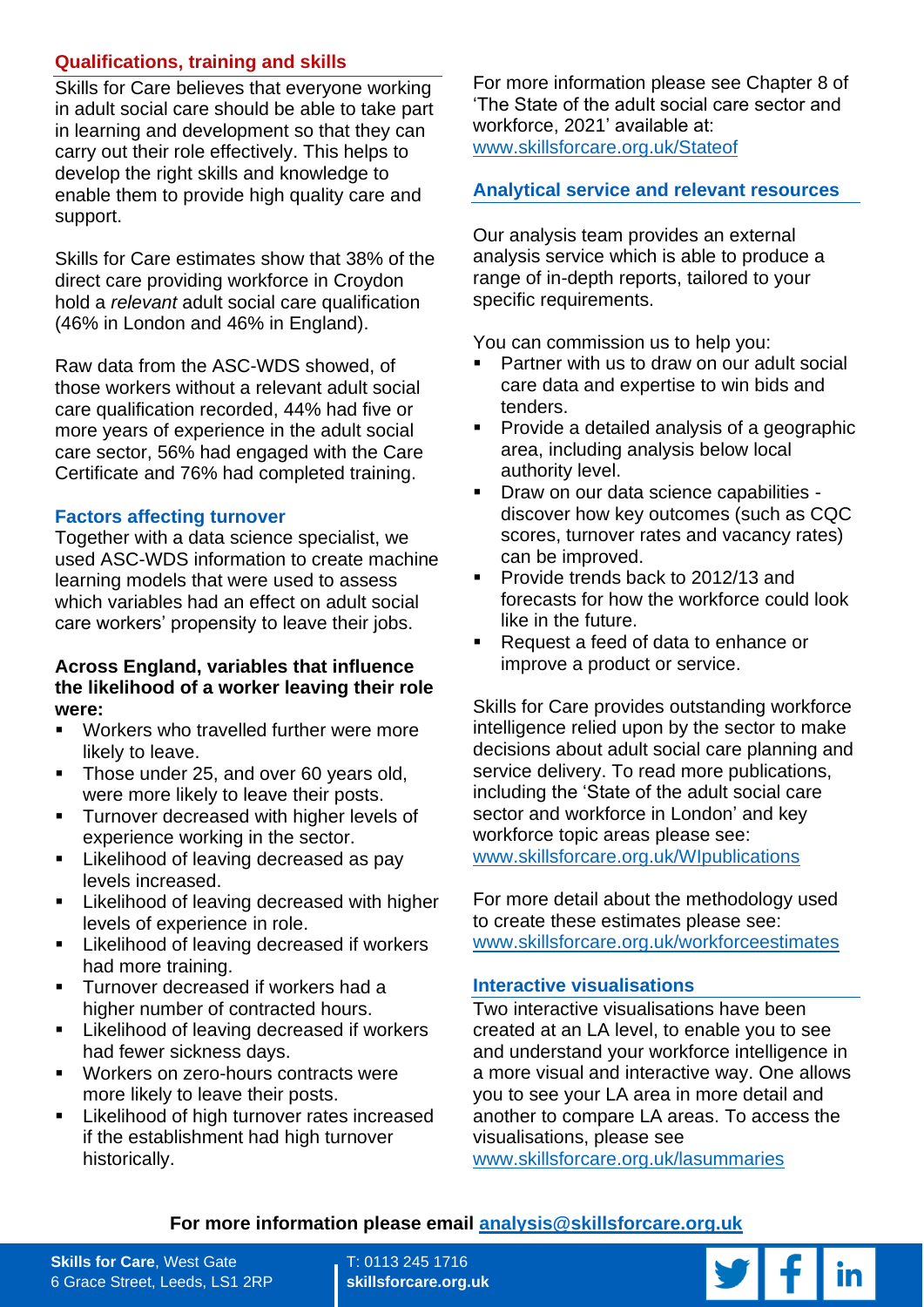## Qualifications, training and skills

Skills for Care believes that everyone working in adult social care should be able to take part in learning and development so that they can carry out their role effectively. This helps to develop the right skills and knowledge to enable them to provide high quality care and support.

Skills for Care estimates show that 38% of the direct care providing workforce in Croydon hold a *relevant* adult social care qualification (46% in London and 46% in England).

Raw data from the ASC-WDS showed, of those workers without a relevant adult social care qualification recorded, 44% had five or more years of experience in the adult social care sector, 56% had engaged with the Care Certificate and 76% had completed training.

## Factors affecting turnover

Together with a data science specialist, we used ASC-WDS information to create machine learning models that were used to assess which variables had an effect on adult social care workers' propensity to leave their jobs.

**Across England, variables that influence the likelihood of a worker leaving their role were:**

- Workers who travelled further were more likely to leave.
- Those under 25, and over 60 years old, were more likely to leave their posts.
- Turnover decreased with higher levels of experience working in the sector.
- Likelihood of leaving decreased as pay levels increased.
- Likelihood of leaving decreased with higher levels of experience in role.
- Likelihood of leaving decreased if workers had more training.
- Turnover decreased if workers had a higher number of contracted hours.
- Likelihood of leaving decreased if workers had fewer sickness days.
- Workers on zero-hours contracts were more likely to leave their posts.
- Likelihood of high turnover rates increased if the establishment had high turnover historically.

For more information please see Chapter 8 of 'The State of the adult social care sector and workforce, 2021' available at: www.skillsforcare.org.uk/Stateof

## Analytical service and relevant resources

Our analysis team provides an external analysis service which is able to produce a range of in-depth reports, tailored to your specific requirements.

You can commission us to help you:

- Partner with us to draw on our adult social care data and expertise to win bids and tenders.
- Provide a detailed analysis of a geographic area, including analysis below local authority level.
- Draw on our data science capabilities - discover how key outcomes (such as CQC scores, turnover rates and vacancy rates) can be improved.
- Provide trends back to 2012/13 and forecasts for how the workforce could look like in the future.
- Request a feed of data to enhance or improve a product or service.

Skills for Care provides outstanding workforce intelligence relied upon by the sector to make decisions about adult social care planning and service delivery. To read more publications, including the 'State of the adult social care sector and workforce in London' and key workforce topic areas please see: www.skillsforcare.org.uk/WIpublications

For more detail about the methodology used to create these estimates please see: www.skillsforcare.org.uk/workforceestimates

## Interactive visualisations

Two interactive visualisations have been created at an LA level, to enable you to see and understand your workforce intelligence in a more visual and interactive way. One allows you to see your LA area in more detail and another to compare LA areas. To access the visualisations, please see www.skillsforcare.org.uk/lasummaries

**For more information please email analysis@skillsforcare.org.uk**

**Skills for Care**, West Gate
6 Grace Street, Leeds, LS1 2RP

T: 0113 245 1716
**skillsforcare.org.uk**